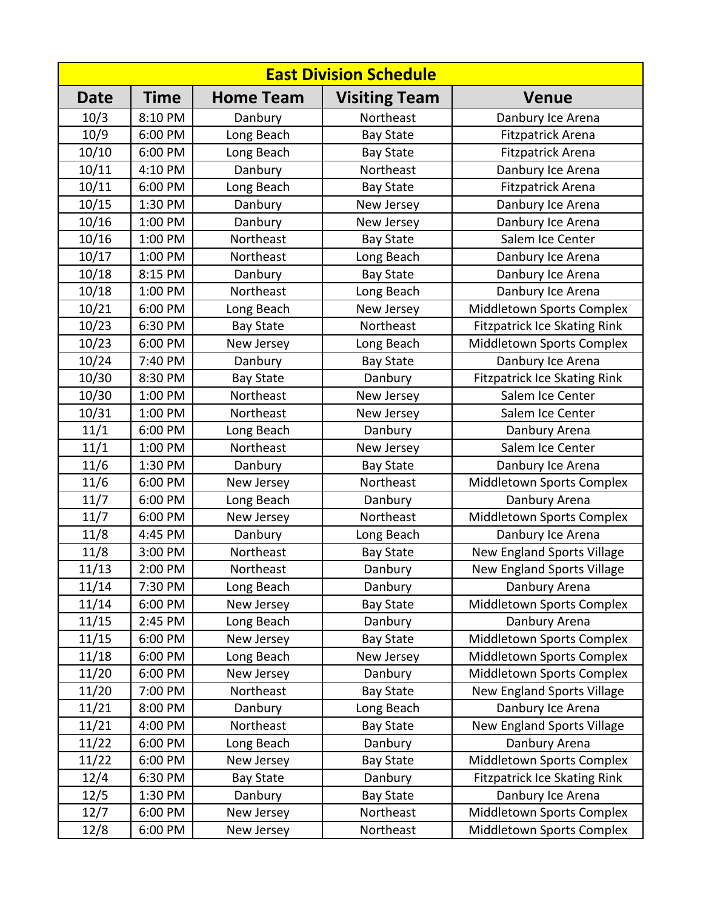| East Division Schedule | | | | |
|---|---|---|---|---|
| **Date** | **Time** | **Home Team** | **Visiting Team** | **Venue** |
| 10/3 | 8:10 PM | Danbury | Northeast | Danbury Ice Arena |
| 10/9 | 6:00 PM | Long Beach | Bay State | Fitzpatrick Arena |
| 10/10 | 6:00 PM | Long Beach | Bay State | Fitzpatrick Arena |
| 10/11 | 4:10 PM | Danbury | Northeast | Danbury Ice Arena |
| 10/11 | 6:00 PM | Long Beach | Bay State | Fitzpatrick Arena |
| 10/15 | 1:30 PM | Danbury | New Jersey | Danbury Ice Arena |
| 10/16 | 1:00 PM | Danbury | New Jersey | Danbury Ice Arena |
| 10/16 | 1:00 PM | Northeast | Bay State | Salem Ice Center |
| 10/17 | 1:00 PM | Northeast | Long Beach | Danbury Ice Arena |
| 10/18 | 8:15 PM | Danbury | Bay State | Danbury Ice Arena |
| 10/18 | 1:00 PM | Northeast | Long Beach | Danbury Ice Arena |
| 10/21 | 6:00 PM | Long Beach | New Jersey | Middletown Sports Complex |
| 10/23 | 6:30 PM | Bay State | Northeast | Fitzpatrick Ice Skating Rink |
| 10/23 | 6:00 PM | New Jersey | Long Beach | Middletown Sports Complex |
| 10/24 | 7:40 PM | Danbury | Bay State | Danbury Ice Arena |
| 10/30 | 8:30 PM | Bay State | Danbury | Fitzpatrick Ice Skating Rink |
| 10/30 | 1:00 PM | Northeast | New Jersey | Salem Ice Center |
| 10/31 | 1:00 PM | Northeast | New Jersey | Salem Ice Center |
| 11/1 | 6:00 PM | Long Beach | Danbury | Danbury Arena |
| 11/1 | 1:00 PM | Northeast | New Jersey | Salem Ice Center |
| 11/6 | 1:30 PM | Danbury | Bay State | Danbury Ice Arena |
| 11/6 | 6:00 PM | New Jersey | Northeast | Middletown Sports Complex |
| 11/7 | 6:00 PM | Long Beach | Danbury | Danbury Arena |
| 11/7 | 6:00 PM | New Jersey | Northeast | Middletown Sports Complex |
| 11/8 | 4:45 PM | Danbury | Long Beach | Danbury Ice Arena |
| 11/8 | 3:00 PM | Northeast | Bay State | New England Sports Village |
| 11/13 | 2:00 PM | Northeast | Danbury | New England Sports Village |
| 11/14 | 7:30 PM | Long Beach | Danbury | Danbury Arena |
| 11/14 | 6:00 PM | New Jersey | Bay State | Middletown Sports Complex |
| 11/15 | 2:45 PM | Long Beach | Danbury | Danbury Arena |
| 11/15 | 6:00 PM | New Jersey | Bay State | Middletown Sports Complex |
| 11/18 | 6:00 PM | Long Beach | New Jersey | Middletown Sports Complex |
| 11/20 | 6:00 PM | New Jersey | Danbury | Middletown Sports Complex |
| 11/20 | 7:00 PM | Northeast | Bay State | New England Sports Village |
| 11/21 | 8:00 PM | Danbury | Long Beach | Danbury Ice Arena |
| 11/21 | 4:00 PM | Northeast | Bay State | New England Sports Village |
| 11/22 | 6:00 PM | Long Beach | Danbury | Danbury Arena |
| 11/22 | 6:00 PM | New Jersey | Bay State | Middletown Sports Complex |
| 12/4 | 6:30 PM | Bay State | Danbury | Fitzpatrick Ice Skating Rink |
| 12/5 | 1:30 PM | Danbury | Bay State | Danbury Ice Arena |
| 12/7 | 6:00 PM | New Jersey | Northeast | Middletown Sports Complex |
| 12/8 | 6:00 PM | New Jersey | Northeast | Middletown Sports Complex |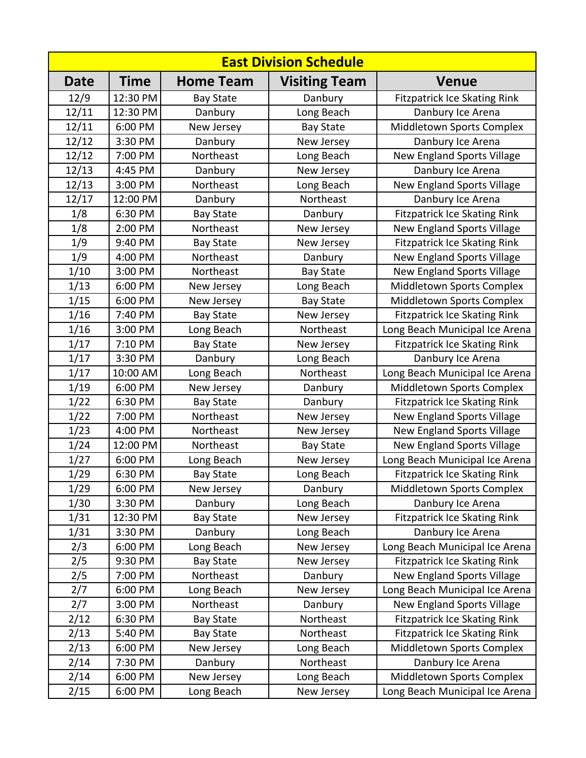| East Division Schedule | | | | |
|---|---|---|---|---|
| **Date** | **Time** | **Home Team** | **Visiting Team** | **Venue** |
| 12/9 | 12:30 PM | Bay State | Danbury | Fitzpatrick Ice Skating Rink |
| 12/11 | 12:30 PM | Danbury | Long Beach | Danbury Ice Arena |
| 12/11 | 6:00 PM | New Jersey | Bay State | Middletown Sports Complex |
| 12/12 | 3:30 PM | Danbury | New Jersey | Danbury Ice Arena |
| 12/12 | 7:00 PM | Northeast | Long Beach | New England Sports Village |
| 12/13 | 4:45 PM | Danbury | New Jersey | Danbury Ice Arena |
| 12/13 | 3:00 PM | Northeast | Long Beach | New England Sports Village |
| 12/17 | 12:00 PM | Danbury | Northeast | Danbury Ice Arena |
| 1/8 | 6:30 PM | Bay State | Danbury | Fitzpatrick Ice Skating Rink |
| 1/8 | 2:00 PM | Northeast | New Jersey | New England Sports Village |
| 1/9 | 9:40 PM | Bay State | New Jersey | Fitzpatrick Ice Skating Rink |
| 1/9 | 4:00 PM | Northeast | Danbury | New England Sports Village |
| 1/10 | 3:00 PM | Northeast | Bay State | New England Sports Village |
| 1/13 | 6:00 PM | New Jersey | Long Beach | Middletown Sports Complex |
| 1/15 | 6:00 PM | New Jersey | Bay State | Middletown Sports Complex |
| 1/16 | 7:40 PM | Bay State | New Jersey | Fitzpatrick Ice Skating Rink |
| 1/16 | 3:00 PM | Long Beach | Northeast | Long Beach Municipal Ice Arena |
| 1/17 | 7:10 PM | Bay State | New Jersey | Fitzpatrick Ice Skating Rink |
| 1/17 | 3:30 PM | Danbury | Long Beach | Danbury Ice Arena |
| 1/17 | 10:00 AM | Long Beach | Northeast | Long Beach Municipal Ice Arena |
| 1/19 | 6:00 PM | New Jersey | Danbury | Middletown Sports Complex |
| 1/22 | 6:30 PM | Bay State | Danbury | Fitzpatrick Ice Skating Rink |
| 1/22 | 7:00 PM | Northeast | New Jersey | New England Sports Village |
| 1/23 | 4:00 PM | Northeast | New Jersey | New England Sports Village |
| 1/24 | 12:00 PM | Northeast | Bay State | New England Sports Village |
| 1/27 | 6:00 PM | Long Beach | New Jersey | Long Beach Municipal Ice Arena |
| 1/29 | 6:30 PM | Bay State | Long Beach | Fitzpatrick Ice Skating Rink |
| 1/29 | 6:00 PM | New Jersey | Danbury | Middletown Sports Complex |
| 1/30 | 3:30 PM | Danbury | Long Beach | Danbury Ice Arena |
| 1/31 | 12:30 PM | Bay State | New Jersey | Fitzpatrick Ice Skating Rink |
| 1/31 | 3:30 PM | Danbury | Long Beach | Danbury Ice Arena |
| 2/3 | 6:00 PM | Long Beach | New Jersey | Long Beach Municipal Ice Arena |
| 2/5 | 9:30 PM | Bay State | New Jersey | Fitzpatrick Ice Skating Rink |
| 2/5 | 7:00 PM | Northeast | Danbury | New England Sports Village |
| 2/7 | 6:00 PM | Long Beach | New Jersey | Long Beach Municipal Ice Arena |
| 2/7 | 3:00 PM | Northeast | Danbury | New England Sports Village |
| 2/12 | 6:30 PM | Bay State | Northeast | Fitzpatrick Ice Skating Rink |
| 2/13 | 5:40 PM | Bay State | Northeast | Fitzpatrick Ice Skating Rink |
| 2/13 | 6:00 PM | New Jersey | Long Beach | Middletown Sports Complex |
| 2/14 | 7:30 PM | Danbury | Northeast | Danbury Ice Arena |
| 2/14 | 6:00 PM | New Jersey | Long Beach | Middletown Sports Complex |
| 2/15 | 6:00 PM | Long Beach | New Jersey | Long Beach Municipal Ice Arena |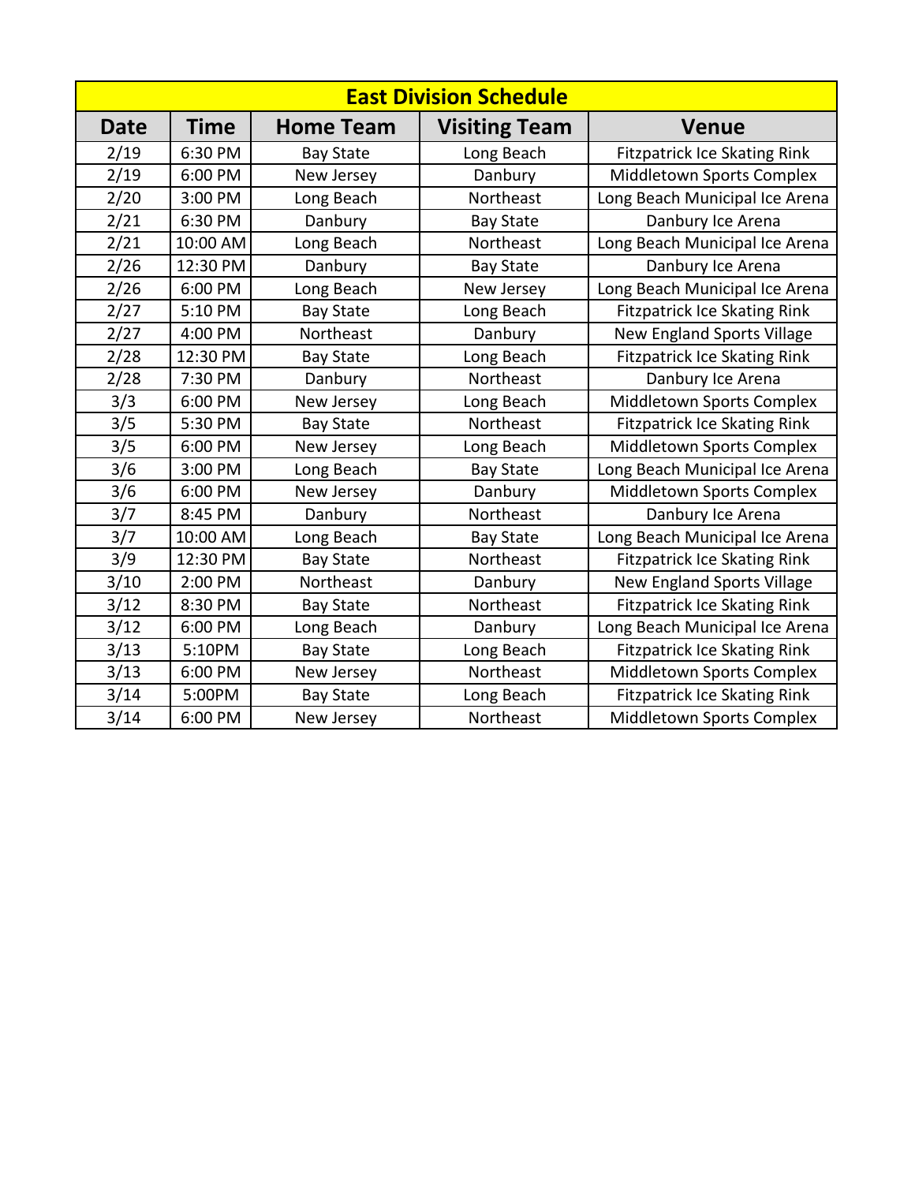| East Division Schedule | | | | |
|---|---|---|---|---|
| **Date** | **Time** | **Home Team** | **Visiting Team** | **Venue** |
| 2/19 | 6:30 PM | Bay State | Long Beach | Fitzpatrick Ice Skating Rink |
| 2/19 | 6:00 PM | New Jersey | Danbury | Middletown Sports Complex |
| 2/20 | 3:00 PM | Long Beach | Northeast | Long Beach Municipal Ice Arena |
| 2/21 | 6:30 PM | Danbury | Bay State | Danbury Ice Arena |
| 2/21 | 10:00 AM | Long Beach | Northeast | Long Beach Municipal Ice Arena |
| 2/26 | 12:30 PM | Danbury | Bay State | Danbury Ice Arena |
| 2/26 | 6:00 PM | Long Beach | New Jersey | Long Beach Municipal Ice Arena |
| 2/27 | 5:10 PM | Bay State | Long Beach | Fitzpatrick Ice Skating Rink |
| 2/27 | 4:00 PM | Northeast | Danbury | New England Sports Village |
| 2/28 | 12:30 PM | Bay State | Long Beach | Fitzpatrick Ice Skating Rink |
| 2/28 | 7:30 PM | Danbury | Northeast | Danbury Ice Arena |
| 3/3 | 6:00 PM | New Jersey | Long Beach | Middletown Sports Complex |
| 3/5 | 5:30 PM | Bay State | Northeast | Fitzpatrick Ice Skating Rink |
| 3/5 | 6:00 PM | New Jersey | Long Beach | Middletown Sports Complex |
| 3/6 | 3:00 PM | Long Beach | Bay State | Long Beach Municipal Ice Arena |
| 3/6 | 6:00 PM | New Jersey | Danbury | Middletown Sports Complex |
| 3/7 | 8:45 PM | Danbury | Northeast | Danbury Ice Arena |
| 3/7 | 10:00 AM | Long Beach | Bay State | Long Beach Municipal Ice Arena |
| 3/9 | 12:30 PM | Bay State | Northeast | Fitzpatrick Ice Skating Rink |
| 3/10 | 2:00 PM | Northeast | Danbury | New England Sports Village |
| 3/12 | 8:30 PM | Bay State | Northeast | Fitzpatrick Ice Skating Rink |
| 3/12 | 6:00 PM | Long Beach | Danbury | Long Beach Municipal Ice Arena |
| 3/13 | 5:10PM | Bay State | Long Beach | Fitzpatrick Ice Skating Rink |
| 3/13 | 6:00 PM | New Jersey | Northeast | Middletown Sports Complex |
| 3/14 | 5:00PM | Bay State | Long Beach | Fitzpatrick Ice Skating Rink |
| 3/14 | 6:00 PM | New Jersey | Northeast | Middletown Sports Complex |